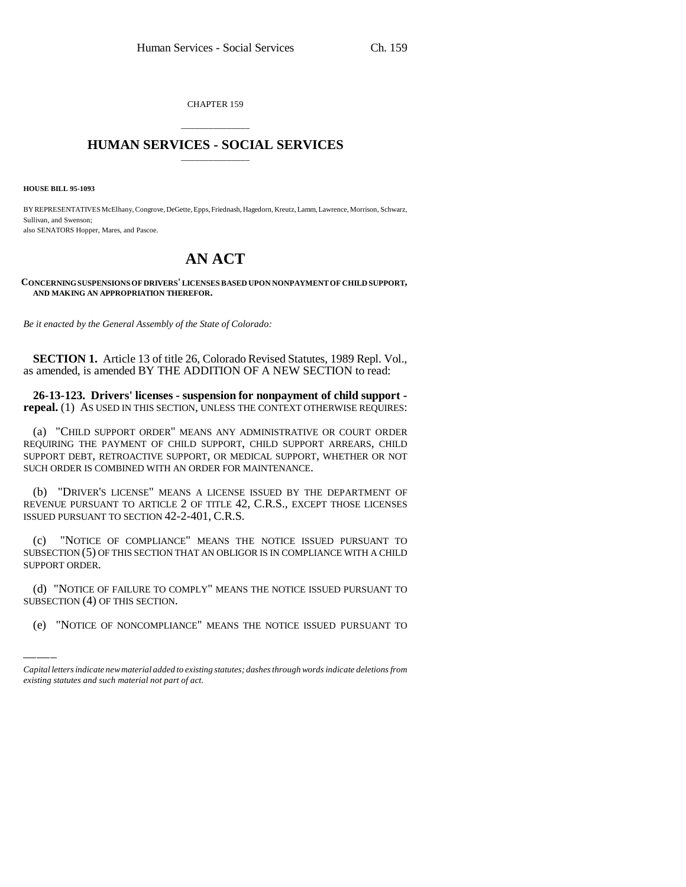CHAPTER 159

# HUMAN SERVICES - SOCIAL SERVICES

**HOUSE BILL 95-1093**

BY REPRESENTATIVES McElhany, Congrove, DeGette, Epps, Friednash, Hagedorn, Kreutz, Lamm, Lawrence, Morrison, Schwarz, Sullivan, and Swenson;
also SENATORS Hopper, Mares, and Pascoe.

# AN ACT

**CONCERNING SUSPENSIONS OF DRIVERS' LICENSES BASED UPON NONPAYMENT OF CHILD SUPPORT, AND MAKING AN APPROPRIATION THEREFOR.**

*Be it enacted by the General Assembly of the State of Colorado:*

**SECTION 1.** Article 13 of title 26, Colorado Revised Statutes, 1989 Repl. Vol., as amended, is amended BY THE ADDITION OF A NEW SECTION to read:

**26-13-123. Drivers' licenses - suspension for nonpayment of child support - repeal.** (1) AS USED IN THIS SECTION, UNLESS THE CONTEXT OTHERWISE REQUIRES:

(a) "CHILD SUPPORT ORDER" MEANS ANY ADMINISTRATIVE OR COURT ORDER REQUIRING THE PAYMENT OF CHILD SUPPORT, CHILD SUPPORT ARREARS, CHILD SUPPORT DEBT, RETROACTIVE SUPPORT, OR MEDICAL SUPPORT, WHETHER OR NOT SUCH ORDER IS COMBINED WITH AN ORDER FOR MAINTENANCE.

(b) "DRIVER'S LICENSE" MEANS A LICENSE ISSUED BY THE DEPARTMENT OF REVENUE PURSUANT TO ARTICLE 2 OF TITLE 42, C.R.S., EXCEPT THOSE LICENSES ISSUED PURSUANT TO SECTION 42-2-401, C.R.S.

(c) "NOTICE OF COMPLIANCE" MEANS THE NOTICE ISSUED PURSUANT TO SUBSECTION (5) OF THIS SECTION THAT AN OBLIGOR IS IN COMPLIANCE WITH A CHILD SUPPORT ORDER.

(d) "NOTICE OF FAILURE TO COMPLY" MEANS THE NOTICE ISSUED PURSUANT TO SUBSECTION (4) OF THIS SECTION.

(e) "NOTICE OF NONCOMPLIANCE" MEANS THE NOTICE ISSUED PURSUANT TO

*Capital letters indicate new material added to existing statutes; dashes through words indicate deletions from existing statutes and such material not part of act.*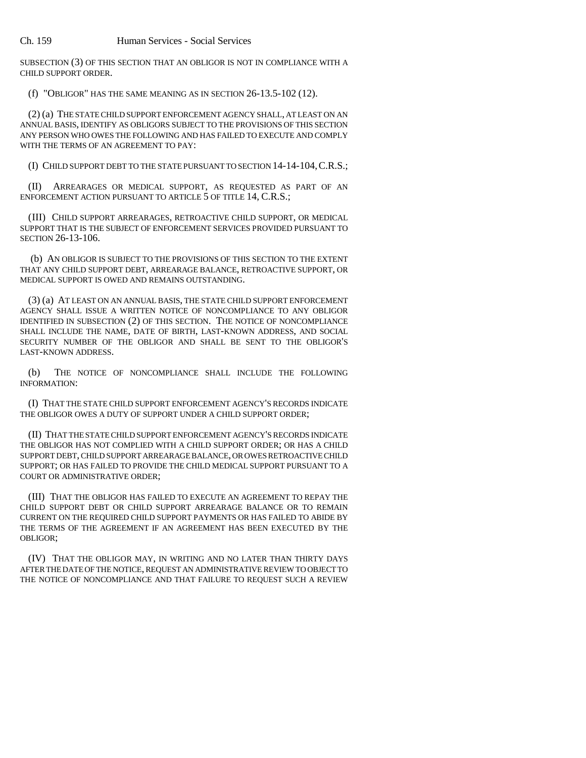SUBSECTION (3) OF THIS SECTION THAT AN OBLIGOR IS NOT IN COMPLIANCE WITH A CHILD SUPPORT ORDER.

(f) "OBLIGOR" HAS THE SAME MEANING AS IN SECTION 26-13.5-102 (12).

(2) (a) THE STATE CHILD SUPPORT ENFORCEMENT AGENCY SHALL, AT LEAST ON AN ANNUAL BASIS, IDENTIFY AS OBLIGORS SUBJECT TO THE PROVISIONS OF THIS SECTION ANY PERSON WHO OWES THE FOLLOWING AND HAS FAILED TO EXECUTE AND COMPLY WITH THE TERMS OF AN AGREEMENT TO PAY:

(I) CHILD SUPPORT DEBT TO THE STATE PURSUANT TO SECTION 14-14-104, C.R.S.;

(II) ARREARAGES OR MEDICAL SUPPORT, AS REQUESTED AS PART OF AN ENFORCEMENT ACTION PURSUANT TO ARTICLE 5 OF TITLE 14, C.R.S.;

(III) CHILD SUPPORT ARREARAGES, RETROACTIVE CHILD SUPPORT, OR MEDICAL SUPPORT THAT IS THE SUBJECT OF ENFORCEMENT SERVICES PROVIDED PURSUANT TO SECTION 26-13-106.

(b) AN OBLIGOR IS SUBJECT TO THE PROVISIONS OF THIS SECTION TO THE EXTENT THAT ANY CHILD SUPPORT DEBT, ARREARAGE BALANCE, RETROACTIVE SUPPORT, OR MEDICAL SUPPORT IS OWED AND REMAINS OUTSTANDING.

(3) (a) AT LEAST ON AN ANNUAL BASIS, THE STATE CHILD SUPPORT ENFORCEMENT AGENCY SHALL ISSUE A WRITTEN NOTICE OF NONCOMPLIANCE TO ANY OBLIGOR IDENTIFIED IN SUBSECTION (2) OF THIS SECTION. THE NOTICE OF NONCOMPLIANCE SHALL INCLUDE THE NAME, DATE OF BIRTH, LAST-KNOWN ADDRESS, AND SOCIAL SECURITY NUMBER OF THE OBLIGOR AND SHALL BE SENT TO THE OBLIGOR'S LAST-KNOWN ADDRESS.

(b) THE NOTICE OF NONCOMPLIANCE SHALL INCLUDE THE FOLLOWING INFORMATION:

(I) THAT THE STATE CHILD SUPPORT ENFORCEMENT AGENCY'S RECORDS INDICATE THE OBLIGOR OWES A DUTY OF SUPPORT UNDER A CHILD SUPPORT ORDER;

(II) THAT THE STATE CHILD SUPPORT ENFORCEMENT AGENCY'S RECORDS INDICATE THE OBLIGOR HAS NOT COMPLIED WITH A CHILD SUPPORT ORDER; OR HAS A CHILD SUPPORT DEBT, CHILD SUPPORT ARREARAGE BALANCE, OR OWES RETROACTIVE CHILD SUPPORT; OR HAS FAILED TO PROVIDE THE CHILD MEDICAL SUPPORT PURSUANT TO A COURT OR ADMINISTRATIVE ORDER;

(III) THAT THE OBLIGOR HAS FAILED TO EXECUTE AN AGREEMENT TO REPAY THE CHILD SUPPORT DEBT OR CHILD SUPPORT ARREARAGE BALANCE OR TO REMAIN CURRENT ON THE REQUIRED CHILD SUPPORT PAYMENTS OR HAS FAILED TO ABIDE BY THE TERMS OF THE AGREEMENT IF AN AGREEMENT HAS BEEN EXECUTED BY THE OBLIGOR;

(IV) THAT THE OBLIGOR MAY, IN WRITING AND NO LATER THAN THIRTY DAYS AFTER THE DATE OF THE NOTICE, REQUEST AN ADMINISTRATIVE REVIEW TO OBJECT TO THE NOTICE OF NONCOMPLIANCE AND THAT FAILURE TO REQUEST SUCH A REVIEW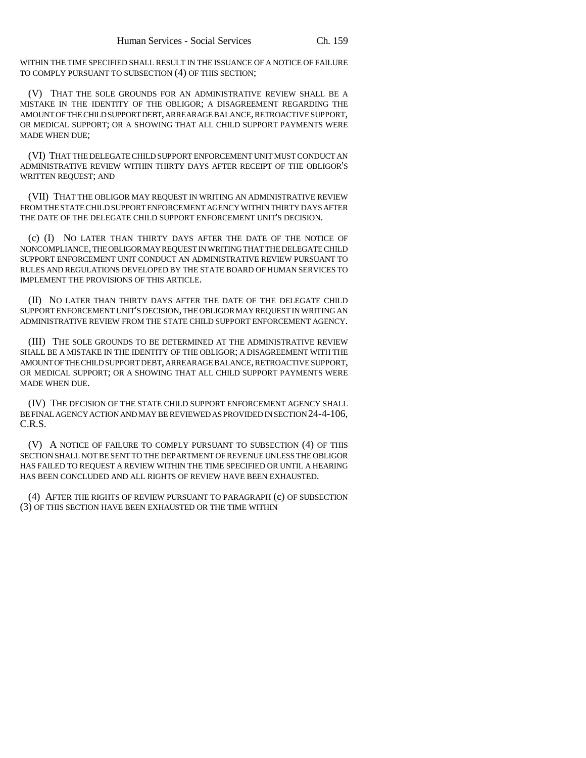WITHIN THE TIME SPECIFIED SHALL RESULT IN THE ISSUANCE OF A NOTICE OF FAILURE TO COMPLY PURSUANT TO SUBSECTION (4) OF THIS SECTION;

(V) THAT THE SOLE GROUNDS FOR AN ADMINISTRATIVE REVIEW SHALL BE A MISTAKE IN THE IDENTITY OF THE OBLIGOR; A DISAGREEMENT REGARDING THE AMOUNT OF THE CHILD SUPPORT DEBT, ARREARAGE BALANCE, RETROACTIVE SUPPORT, OR MEDICAL SUPPORT; OR A SHOWING THAT ALL CHILD SUPPORT PAYMENTS WERE MADE WHEN DUE;

(VI) THAT THE DELEGATE CHILD SUPPORT ENFORCEMENT UNIT MUST CONDUCT AN ADMINISTRATIVE REVIEW WITHIN THIRTY DAYS AFTER RECEIPT OF THE OBLIGOR'S WRITTEN REQUEST; AND

(VII) THAT THE OBLIGOR MAY REQUEST IN WRITING AN ADMINISTRATIVE REVIEW FROM THE STATE CHILD SUPPORT ENFORCEMENT AGENCY WITHIN THIRTY DAYS AFTER THE DATE OF THE DELEGATE CHILD SUPPORT ENFORCEMENT UNIT'S DECISION.

(c) (I) NO LATER THAN THIRTY DAYS AFTER THE DATE OF THE NOTICE OF NONCOMPLIANCE, THE OBLIGOR MAY REQUEST IN WRITING THAT THE DELEGATE CHILD SUPPORT ENFORCEMENT UNIT CONDUCT AN ADMINISTRATIVE REVIEW PURSUANT TO RULES AND REGULATIONS DEVELOPED BY THE STATE BOARD OF HUMAN SERVICES TO IMPLEMENT THE PROVISIONS OF THIS ARTICLE.

(II) NO LATER THAN THIRTY DAYS AFTER THE DATE OF THE DELEGATE CHILD SUPPORT ENFORCEMENT UNIT'S DECISION, THE OBLIGOR MAY REQUEST IN WRITING AN ADMINISTRATIVE REVIEW FROM THE STATE CHILD SUPPORT ENFORCEMENT AGENCY.

(III) THE SOLE GROUNDS TO BE DETERMINED AT THE ADMINISTRATIVE REVIEW SHALL BE A MISTAKE IN THE IDENTITY OF THE OBLIGOR; A DISAGREEMENT WITH THE AMOUNT OF THE CHILD SUPPORT DEBT, ARREARAGE BALANCE, RETROACTIVE SUPPORT, OR MEDICAL SUPPORT; OR A SHOWING THAT ALL CHILD SUPPORT PAYMENTS WERE MADE WHEN DUE.

(IV) THE DECISION OF THE STATE CHILD SUPPORT ENFORCEMENT AGENCY SHALL BE FINAL AGENCY ACTION AND MAY BE REVIEWED AS PROVIDED IN SECTION 24-4-106, C.R.S.

(V) A NOTICE OF FAILURE TO COMPLY PURSUANT TO SUBSECTION (4) OF THIS SECTION SHALL NOT BE SENT TO THE DEPARTMENT OF REVENUE UNLESS THE OBLIGOR HAS FAILED TO REQUEST A REVIEW WITHIN THE TIME SPECIFIED OR UNTIL A HEARING HAS BEEN CONCLUDED AND ALL RIGHTS OF REVIEW HAVE BEEN EXHAUSTED.

(4) AFTER THE RIGHTS OF REVIEW PURSUANT TO PARAGRAPH (c) OF SUBSECTION (3) OF THIS SECTION HAVE BEEN EXHAUSTED OR THE TIME WITHIN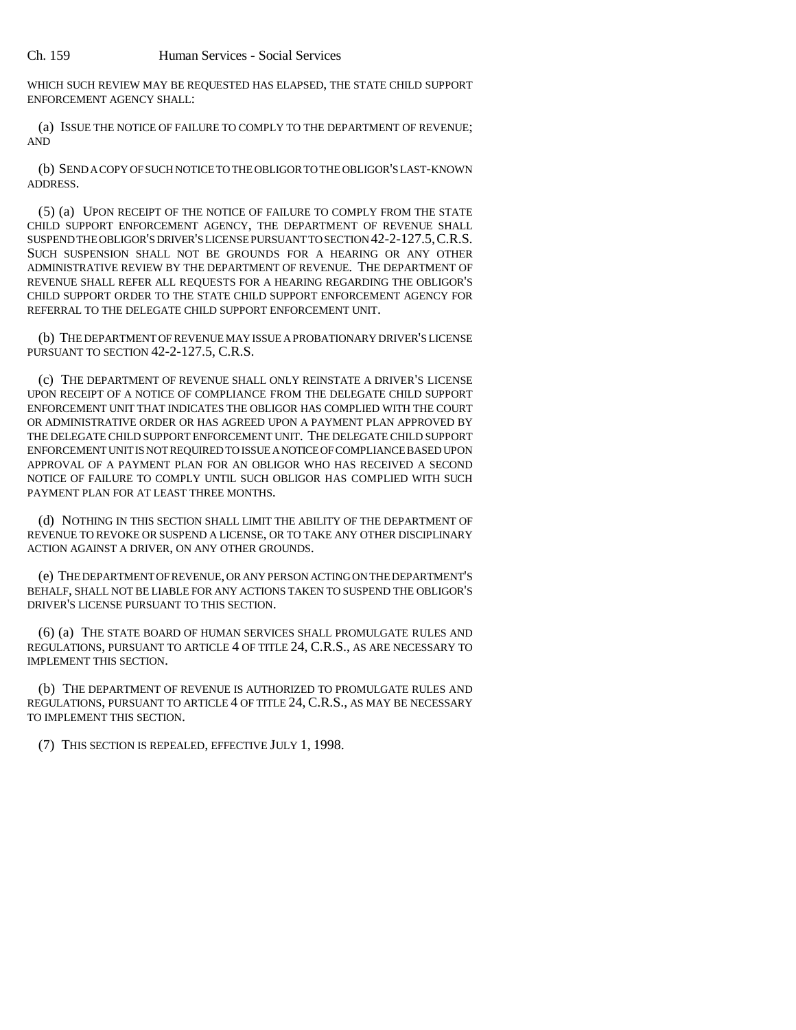WHICH SUCH REVIEW MAY BE REQUESTED HAS ELAPSED, THE STATE CHILD SUPPORT ENFORCEMENT AGENCY SHALL:

(a) ISSUE THE NOTICE OF FAILURE TO COMPLY TO THE DEPARTMENT OF REVENUE; AND

(b) SEND A COPY OF SUCH NOTICE TO THE OBLIGOR TO THE OBLIGOR'S LAST-KNOWN ADDRESS.

(5) (a) UPON RECEIPT OF THE NOTICE OF FAILURE TO COMPLY FROM THE STATE CHILD SUPPORT ENFORCEMENT AGENCY, THE DEPARTMENT OF REVENUE SHALL SUSPEND THE OBLIGOR'S DRIVER'S LICENSE PURSUANT TO SECTION 42-2-127.5, C.R.S. SUCH SUSPENSION SHALL NOT BE GROUNDS FOR A HEARING OR ANY OTHER ADMINISTRATIVE REVIEW BY THE DEPARTMENT OF REVENUE. THE DEPARTMENT OF REVENUE SHALL REFER ALL REQUESTS FOR A HEARING REGARDING THE OBLIGOR'S CHILD SUPPORT ORDER TO THE STATE CHILD SUPPORT ENFORCEMENT AGENCY FOR REFERRAL TO THE DELEGATE CHILD SUPPORT ENFORCEMENT UNIT.

(b) THE DEPARTMENT OF REVENUE MAY ISSUE A PROBATIONARY DRIVER'S LICENSE PURSUANT TO SECTION 42-2-127.5, C.R.S.

(c) THE DEPARTMENT OF REVENUE SHALL ONLY REINSTATE A DRIVER'S LICENSE UPON RECEIPT OF A NOTICE OF COMPLIANCE FROM THE DELEGATE CHILD SUPPORT ENFORCEMENT UNIT THAT INDICATES THE OBLIGOR HAS COMPLIED WITH THE COURT OR ADMINISTRATIVE ORDER OR HAS AGREED UPON A PAYMENT PLAN APPROVED BY THE DELEGATE CHILD SUPPORT ENFORCEMENT UNIT. THE DELEGATE CHILD SUPPORT ENFORCEMENT UNIT IS NOT REQUIRED TO ISSUE A NOTICE OF COMPLIANCE BASED UPON APPROVAL OF A PAYMENT PLAN FOR AN OBLIGOR WHO HAS RECEIVED A SECOND NOTICE OF FAILURE TO COMPLY UNTIL SUCH OBLIGOR HAS COMPLIED WITH SUCH PAYMENT PLAN FOR AT LEAST THREE MONTHS.

(d) NOTHING IN THIS SECTION SHALL LIMIT THE ABILITY OF THE DEPARTMENT OF REVENUE TO REVOKE OR SUSPEND A LICENSE, OR TO TAKE ANY OTHER DISCIPLINARY ACTION AGAINST A DRIVER, ON ANY OTHER GROUNDS.

(e) THE DEPARTMENT OF REVENUE, OR ANY PERSON ACTING ON THE DEPARTMENT'S BEHALF, SHALL NOT BE LIABLE FOR ANY ACTIONS TAKEN TO SUSPEND THE OBLIGOR'S DRIVER'S LICENSE PURSUANT TO THIS SECTION.

(6) (a) THE STATE BOARD OF HUMAN SERVICES SHALL PROMULGATE RULES AND REGULATIONS, PURSUANT TO ARTICLE 4 OF TITLE 24, C.R.S., AS ARE NECESSARY TO IMPLEMENT THIS SECTION.

(b) THE DEPARTMENT OF REVENUE IS AUTHORIZED TO PROMULGATE RULES AND REGULATIONS, PURSUANT TO ARTICLE 4 OF TITLE 24, C.R.S., AS MAY BE NECESSARY TO IMPLEMENT THIS SECTION.

(7) THIS SECTION IS REPEALED, EFFECTIVE JULY 1, 1998.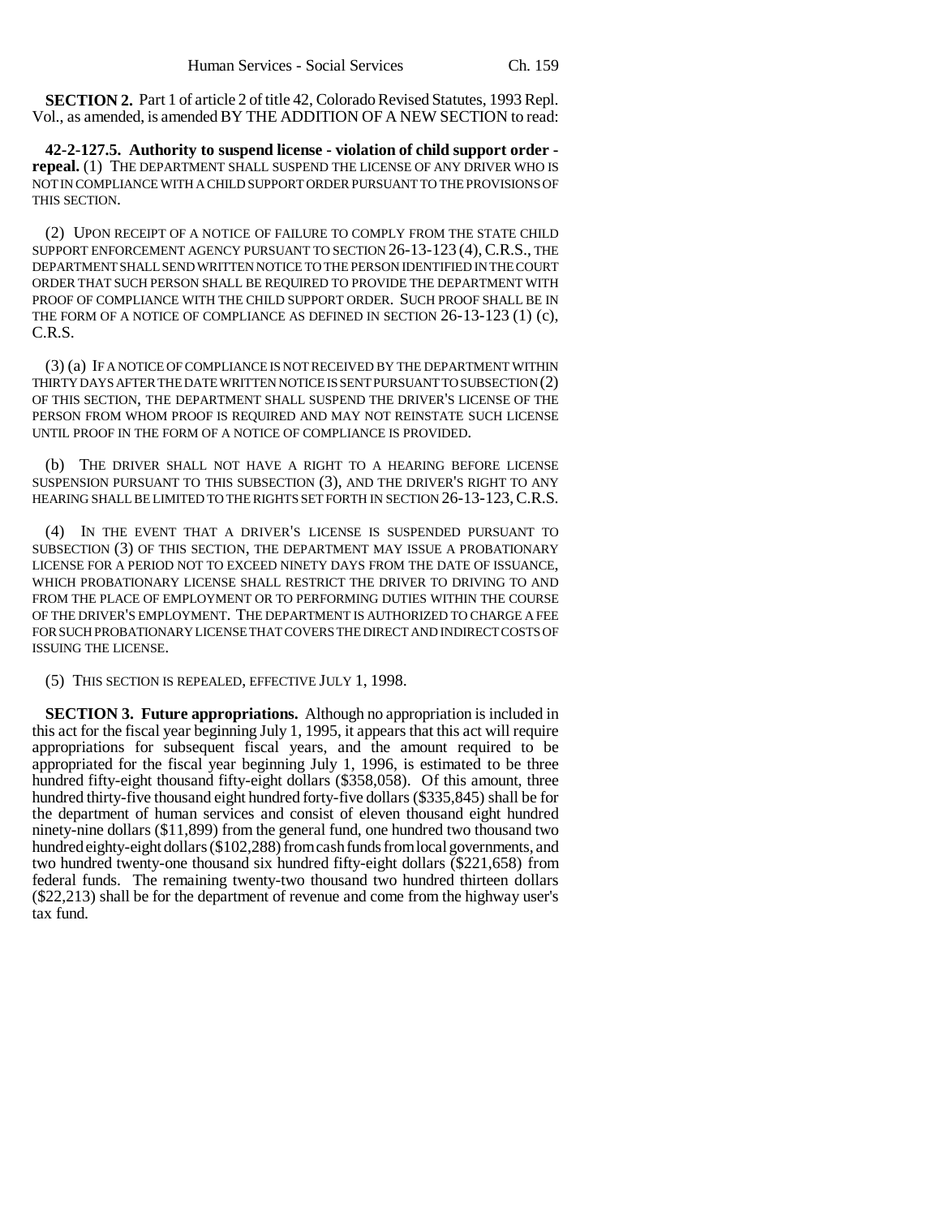**SECTION 2.** Part 1 of article 2 of title 42, Colorado Revised Statutes, 1993 Repl. Vol., as amended, is amended BY THE ADDITION OF A NEW SECTION to read:

**42-2-127.5. Authority to suspend license - violation of child support order - repeal.** (1) THE DEPARTMENT SHALL SUSPEND THE LICENSE OF ANY DRIVER WHO IS NOT IN COMPLIANCE WITH A CHILD SUPPORT ORDER PURSUANT TO THE PROVISIONS OF THIS SECTION.

(2) UPON RECEIPT OF A NOTICE OF FAILURE TO COMPLY FROM THE STATE CHILD SUPPORT ENFORCEMENT AGENCY PURSUANT TO SECTION 26-13-123 (4), C.R.S., THE DEPARTMENT SHALL SEND WRITTEN NOTICE TO THE PERSON IDENTIFIED IN THE COURT ORDER THAT SUCH PERSON SHALL BE REQUIRED TO PROVIDE THE DEPARTMENT WITH PROOF OF COMPLIANCE WITH THE CHILD SUPPORT ORDER. SUCH PROOF SHALL BE IN THE FORM OF A NOTICE OF COMPLIANCE AS DEFINED IN SECTION 26-13-123 (1) (c), C.R.S.

(3) (a) IF A NOTICE OF COMPLIANCE IS NOT RECEIVED BY THE DEPARTMENT WITHIN THIRTY DAYS AFTER THE DATE WRITTEN NOTICE IS SENT PURSUANT TO SUBSECTION (2) OF THIS SECTION, THE DEPARTMENT SHALL SUSPEND THE DRIVER'S LICENSE OF THE PERSON FROM WHOM PROOF IS REQUIRED AND MAY NOT REINSTATE SUCH LICENSE UNTIL PROOF IN THE FORM OF A NOTICE OF COMPLIANCE IS PROVIDED.

(b) THE DRIVER SHALL NOT HAVE A RIGHT TO A HEARING BEFORE LICENSE SUSPENSION PURSUANT TO THIS SUBSECTION (3), AND THE DRIVER'S RIGHT TO ANY HEARING SHALL BE LIMITED TO THE RIGHTS SET FORTH IN SECTION 26-13-123, C.R.S.

(4) IN THE EVENT THAT A DRIVER'S LICENSE IS SUSPENDED PURSUANT TO SUBSECTION (3) OF THIS SECTION, THE DEPARTMENT MAY ISSUE A PROBATIONARY LICENSE FOR A PERIOD NOT TO EXCEED NINETY DAYS FROM THE DATE OF ISSUANCE, WHICH PROBATIONARY LICENSE SHALL RESTRICT THE DRIVER TO DRIVING TO AND FROM THE PLACE OF EMPLOYMENT OR TO PERFORMING DUTIES WITHIN THE COURSE OF THE DRIVER'S EMPLOYMENT. THE DEPARTMENT IS AUTHORIZED TO CHARGE A FEE FOR SUCH PROBATIONARY LICENSE THAT COVERS THE DIRECT AND INDIRECT COSTS OF ISSUING THE LICENSE.

(5) THIS SECTION IS REPEALED, EFFECTIVE JULY 1, 1998.

**SECTION 3. Future appropriations.** Although no appropriation is included in this act for the fiscal year beginning July 1, 1995, it appears that this act will require appropriations for subsequent fiscal years, and the amount required to be appropriated for the fiscal year beginning July 1, 1996, is estimated to be three hundred fifty-eight thousand fifty-eight dollars ($358,058). Of this amount, three hundred thirty-five thousand eight hundred forty-five dollars ($335,845) shall be for the department of human services and consist of eleven thousand eight hundred ninety-nine dollars ($11,899) from the general fund, one hundred two thousand two hundred eighty-eight dollars ($102,288) from cash funds from local governments, and two hundred twenty-one thousand six hundred fifty-eight dollars ($221,658) from federal funds. The remaining twenty-two thousand two hundred thirteen dollars ($22,213) shall be for the department of revenue and come from the highway user's tax fund.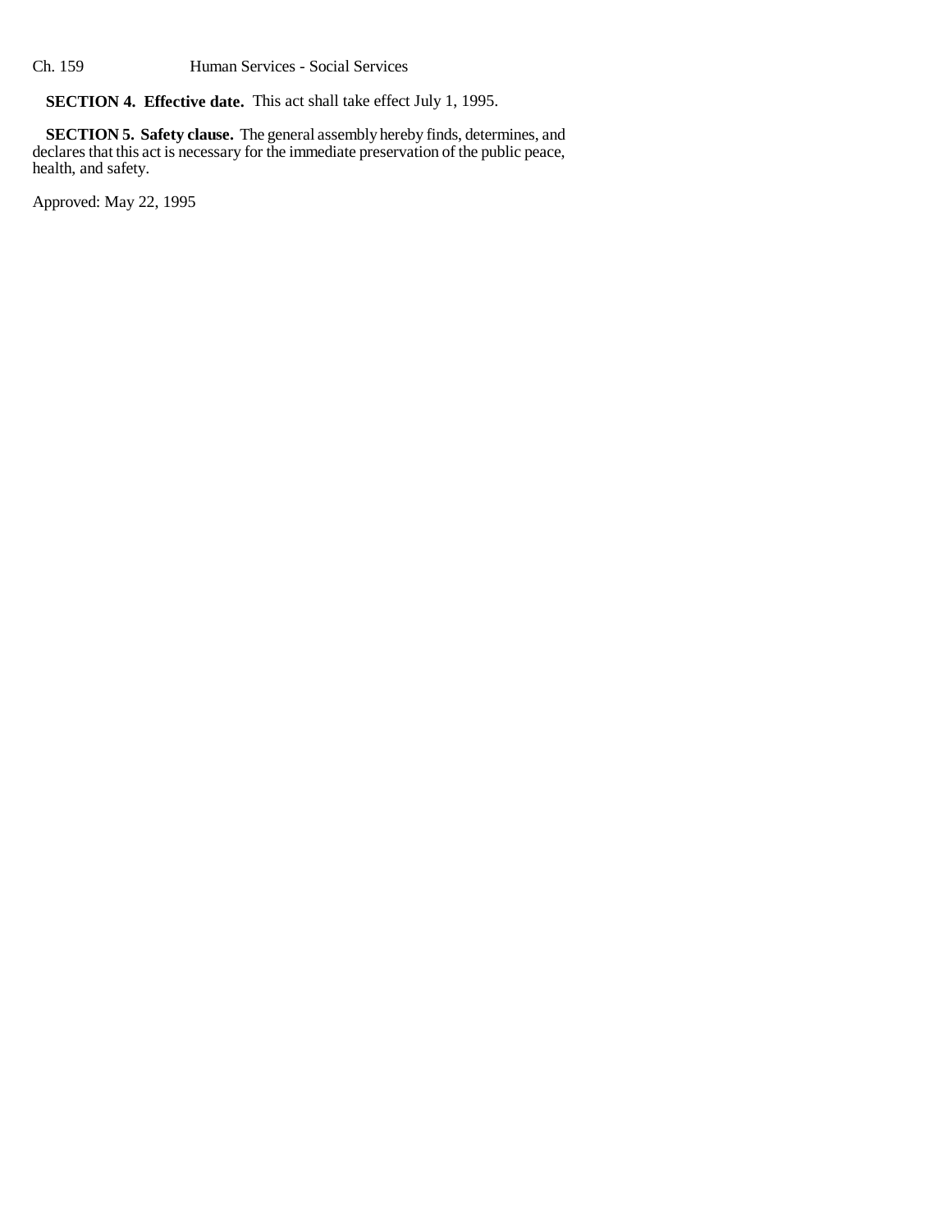**SECTION 4. Effective date.** This act shall take effect July 1, 1995.

**SECTION 5. Safety clause.** The general assembly hereby finds, determines, and declares that this act is necessary for the immediate preservation of the public peace, health, and safety.

Approved: May 22, 1995